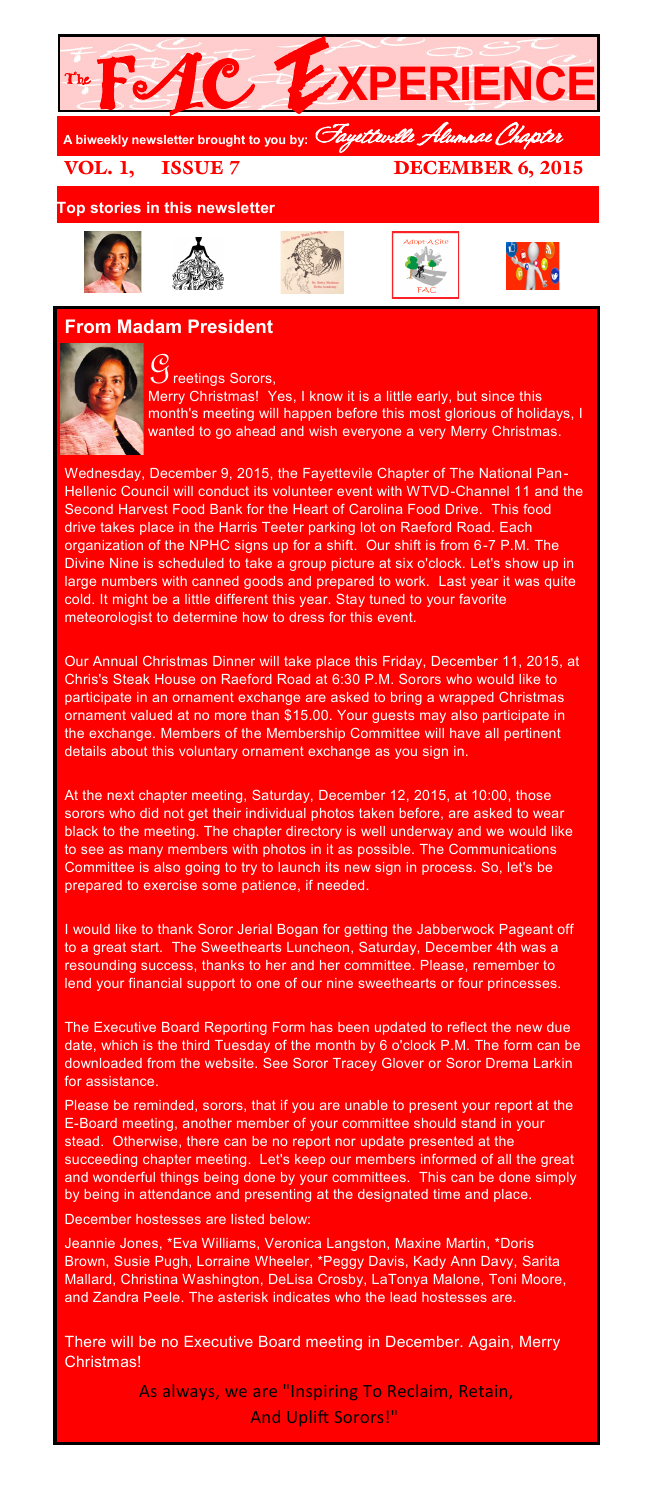# The FAC Experience

**A biweekly newsletter brought to you by: *Fayetteville Alumnae Chapter***

**VOL. 1, ISSUE 7** **DECEMBER 6, 2015**

**Top stories in this newsletter**

## From Madam President

Greetings Sorors,

Merry Christmas! Yes, I know it is a little early, but since this month's meeting will happen before this most glorious of holidays, I wanted to go ahead and wish everyone a very Merry Christmas.

Wednesday, December 9, 2015, the Fayettevile Chapter of The National Pan-Hellenic Council will conduct its volunteer event with WTVD-Channel 11 and the Second Harvest Food Bank for the Heart of Carolina Food Drive. This food drive takes place in the Harris Teeter parking lot on Raeford Road. Each organization of the NPHC signs up for a shift. Our shift is from 6-7 P.M. The Divine Nine is scheduled to take a group picture at six o'clock. Let's show up in large numbers with canned goods and prepared to work. Last year it was quite cold. It might be a little different this year. Stay tuned to your favorite meteorologist to determine how to dress for this event.

Our Annual Christmas Dinner will take place this Friday, December 11, 2015, at Chris's Steak House on Raeford Road at 6:30 P.M. Sorors who would like to participate in an ornament exchange are asked to bring a wrapped Christmas ornament valued at no more than $15.00. Your guests may also participate in the exchange. Members of the Membership Committee will have all pertinent details about this voluntary ornament exchange as you sign in.

At the next chapter meeting, Saturday, December 12, 2015, at 10:00, those sorors who did not get their individual photos taken before, are asked to wear black to the meeting. The chapter directory is well underway and we would like to see as many members with photos in it as possible. The Communications Committee is also going to try to launch its new sign in process. So, let's be prepared to exercise some patience, if needed.

I would like to thank Soror Jerial Bogan for getting the Jabberwock Pageant off to a great start. The Sweethearts Luncheon, Saturday, December 4th was a resounding success, thanks to her and her committee. Please, remember to lend your financial support to one of our nine sweethearts or four princesses.

The Executive Board Reporting Form has been updated to reflect the new due date, which is the third Tuesday of the month by 6 o'clock P.M. The form can be downloaded from the website. See Soror Tracey Glover or Soror Drema Larkin for assistance.

Please be reminded, sorors, that if you are unable to present your report at the E-Board meeting, another member of your committee should stand in your stead. Otherwise, there can be no report nor update presented at the succeeding chapter meeting. Let's keep our members informed of all the great and wonderful things being done by your committees. This can be done simply by being in attendance and presenting at the designated time and place.

December hostesses are listed below:

Jeannie Jones, *Eva Williams, Veronica Langston, Maxine Martin, *Doris Brown, Susie Pugh, Lorraine Wheeler, *Peggy Davis, Kady Ann Davy, Sarita Mallard, Christina Washington, DeLisa Crosby, LaTonya Malone, Toni Moore, and Zandra Peele. The asterisk indicates who the lead hostesses are.

There will be no Executive Board meeting in December. Again, Merry Christmas!

As always, we are "Inspiring To Reclaim, Retain, And Uplift Sorors!"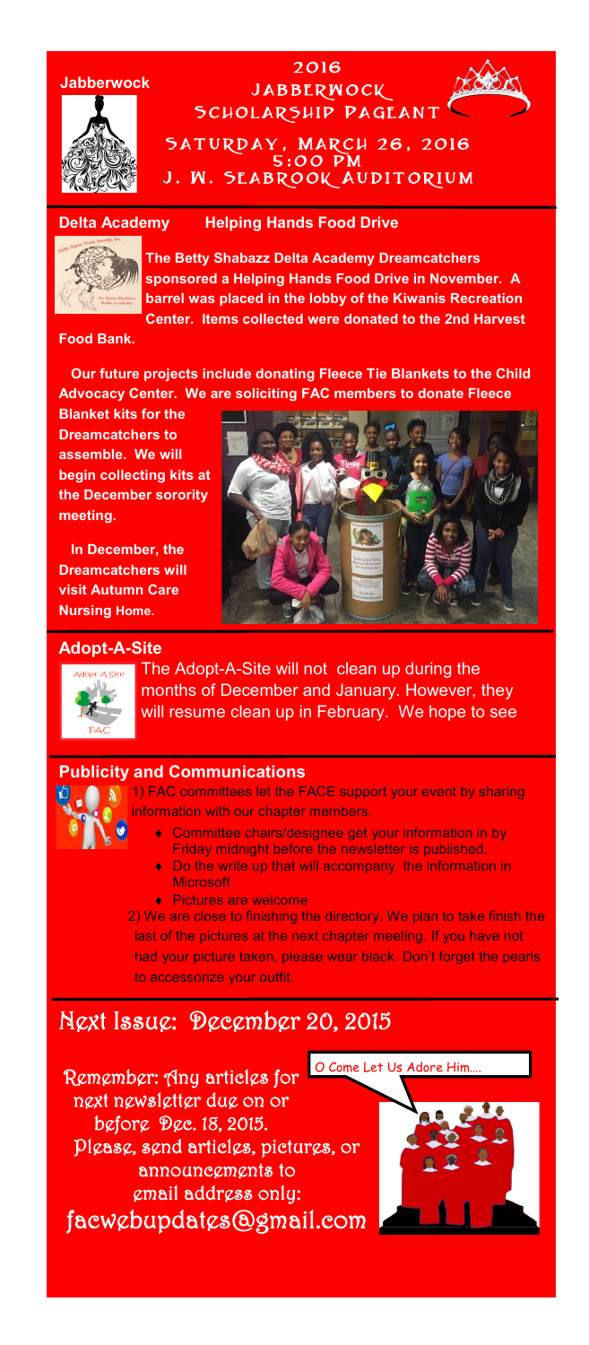**Jabberwock**

# 2016 Jabberwock Scholarship Pageant

Saturday, March 26, 2016
5:00 PM
J. W. Seabrook Auditorium

## Delta Academy Helping Hands Food Drive

**The Betty Shabazz Delta Academy Dreamcatchers sponsored a Helping Hands Food Drive in November. A barrel was placed in the lobby of the Kiwanis Recreation Center. Items collected were donated to the 2nd Harvest Food Bank.**

**Our future projects include donating Fleece Tie Blankets to the Child Advocacy Center. We are soliciting FAC members to donate Fleece Blanket kits for the Dreamcatchers to assemble. We will begin collecting kits at the December sorority meeting.**

**In December, the Dreamcatchers will visit Autumn Care Nursing Home.**

## Adopt-A-Site

The Adopt-A-Site will not clean up during the months of December and January. However, they will resume clean up in February. We hope to see

## Publicity and Communications

1) FAC committees let the FACE support your event by sharing information with our chapter members.

- Committee chairs/designee get your information in by Friday midnight before the newsletter is published.
- Do the write up that will accompany the information in Microsoft
- Pictures are welcome

2) We are close to finishing the directory. We plan to take finish the last of the pictures at the next chapter meeting. If you have not had your picture taken, please wear black. Don't forget the pearls to accessorize your outfit.

# Next Issue: December 20, 2015

Remember: Any articles for next newsletter due on or before Dec. 18, 2015.
Please, send articles, pictures, or announcements to email address only:
facwebupdates@gmail.com

O Come Let Us Adore Him....